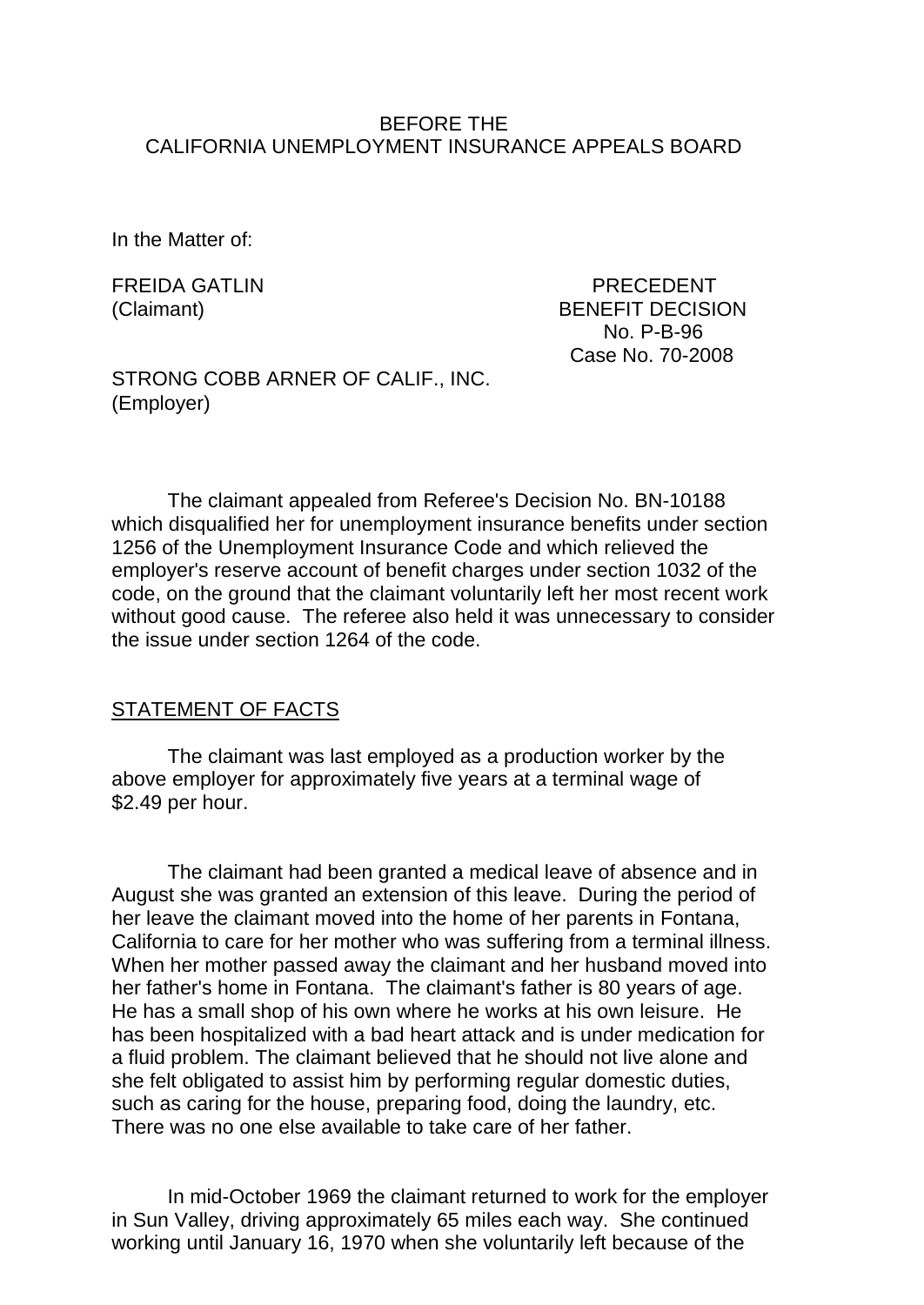BEFORE THE
CALIFORNIA UNEMPLOYMENT INSURANCE APPEALS BOARD

In the Matter of:

FREIDA GATLIN
(Claimant)

PRECEDENT
BENEFIT DECISION
No. P-B-96
Case No. 70-2008

STRONG COBB ARNER OF CALIF., INC.
(Employer)

The claimant appealed from Referee's Decision No. BN-10188 which disqualified her for unemployment insurance benefits under section 1256 of the Unemployment Insurance Code and which relieved the employer's reserve account of benefit charges under section 1032 of the code, on the ground that the claimant voluntarily left her most recent work without good cause. The referee also held it was unnecessary to consider the issue under section 1264 of the code.

STATEMENT OF FACTS

The claimant was last employed as a production worker by the above employer for approximately five years at a terminal wage of $2.49 per hour.

The claimant had been granted a medical leave of absence and in August she was granted an extension of this leave. During the period of her leave the claimant moved into the home of her parents in Fontana, California to care for her mother who was suffering from a terminal illness. When her mother passed away the claimant and her husband moved into her father's home in Fontana. The claimant's father is 80 years of age. He has a small shop of his own where he works at his own leisure. He has been hospitalized with a bad heart attack and is under medication for a fluid problem. The claimant believed that he should not live alone and she felt obligated to assist him by performing regular domestic duties, such as caring for the house, preparing food, doing the laundry, etc. There was no one else available to take care of her father.

In mid-October 1969 the claimant returned to work for the employer in Sun Valley, driving approximately 65 miles each way. She continued working until January 16, 1970 when she voluntarily left because of the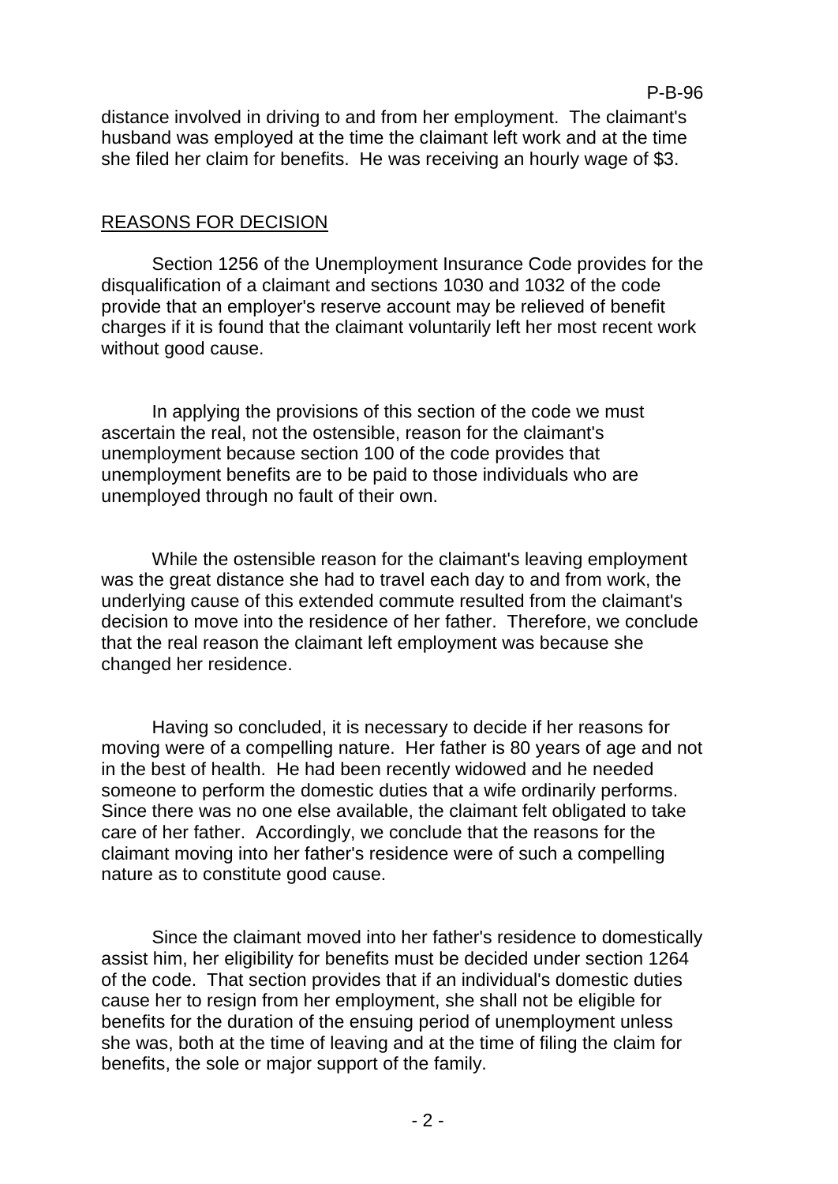distance involved in driving to and from her employment. The claimant's husband was employed at the time the claimant left work and at the time she filed her claim for benefits. He was receiving an hourly wage of $3.

## REASONS FOR DECISION

Section 1256 of the Unemployment Insurance Code provides for the disqualification of a claimant and sections 1030 and 1032 of the code provide that an employer's reserve account may be relieved of benefit charges if it is found that the claimant voluntarily left her most recent work without good cause.

In applying the provisions of this section of the code we must ascertain the real, not the ostensible, reason for the claimant's unemployment because section 100 of the code provides that unemployment benefits are to be paid to those individuals who are unemployed through no fault of their own.

While the ostensible reason for the claimant's leaving employment was the great distance she had to travel each day to and from work, the underlying cause of this extended commute resulted from the claimant's decision to move into the residence of her father. Therefore, we conclude that the real reason the claimant left employment was because she changed her residence.

Having so concluded, it is necessary to decide if her reasons for moving were of a compelling nature. Her father is 80 years of age and not in the best of health. He had been recently widowed and he needed someone to perform the domestic duties that a wife ordinarily performs. Since there was no one else available, the claimant felt obligated to take care of her father. Accordingly, we conclude that the reasons for the claimant moving into her father's residence were of such a compelling nature as to constitute good cause.

Since the claimant moved into her father's residence to domestically assist him, her eligibility for benefits must be decided under section 1264 of the code. That section provides that if an individual's domestic duties cause her to resign from her employment, she shall not be eligible for benefits for the duration of the ensuing period of unemployment unless she was, both at the time of leaving and at the time of filing the claim for benefits, the sole or major support of the family.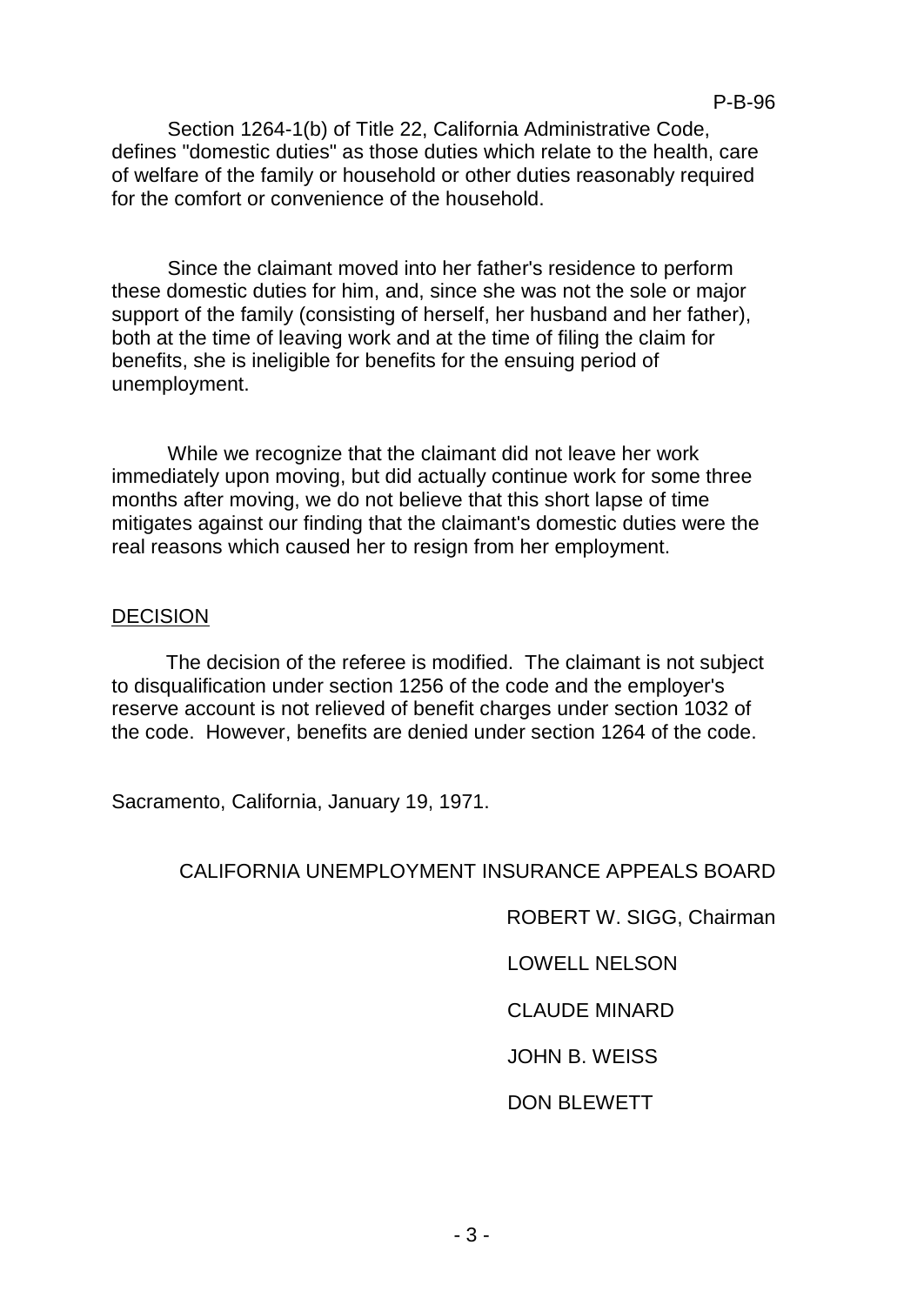Section 1264-1(b) of Title 22, California Administrative Code, defines "domestic duties" as those duties which relate to the health, care of welfare of the family or household or other duties reasonably required for the comfort or convenience of the household.

Since the claimant moved into her father's residence to perform these domestic duties for him, and, since she was not the sole or major support of the family (consisting of herself, her husband and her father), both at the time of leaving work and at the time of filing the claim for benefits, she is ineligible for benefits for the ensuing period of unemployment.

While we recognize that the claimant did not leave her work immediately upon moving, but did actually continue work for some three months after moving, we do not believe that this short lapse of time mitigates against our finding that the claimant's domestic duties were the real reasons which caused her to resign from her employment.

## DECISION

The decision of the referee is modified. The claimant is not subject to disqualification under section 1256 of the code and the employer's reserve account is not relieved of benefit charges under section 1032 of the code. However, benefits are denied under section 1264 of the code.

Sacramento, California, January 19, 1971.

CALIFORNIA UNEMPLOYMENT INSURANCE APPEALS BOARD

ROBERT W. SIGG, Chairman

LOWELL NELSON

CLAUDE MINARD

JOHN B. WEISS

DON BLEWETT